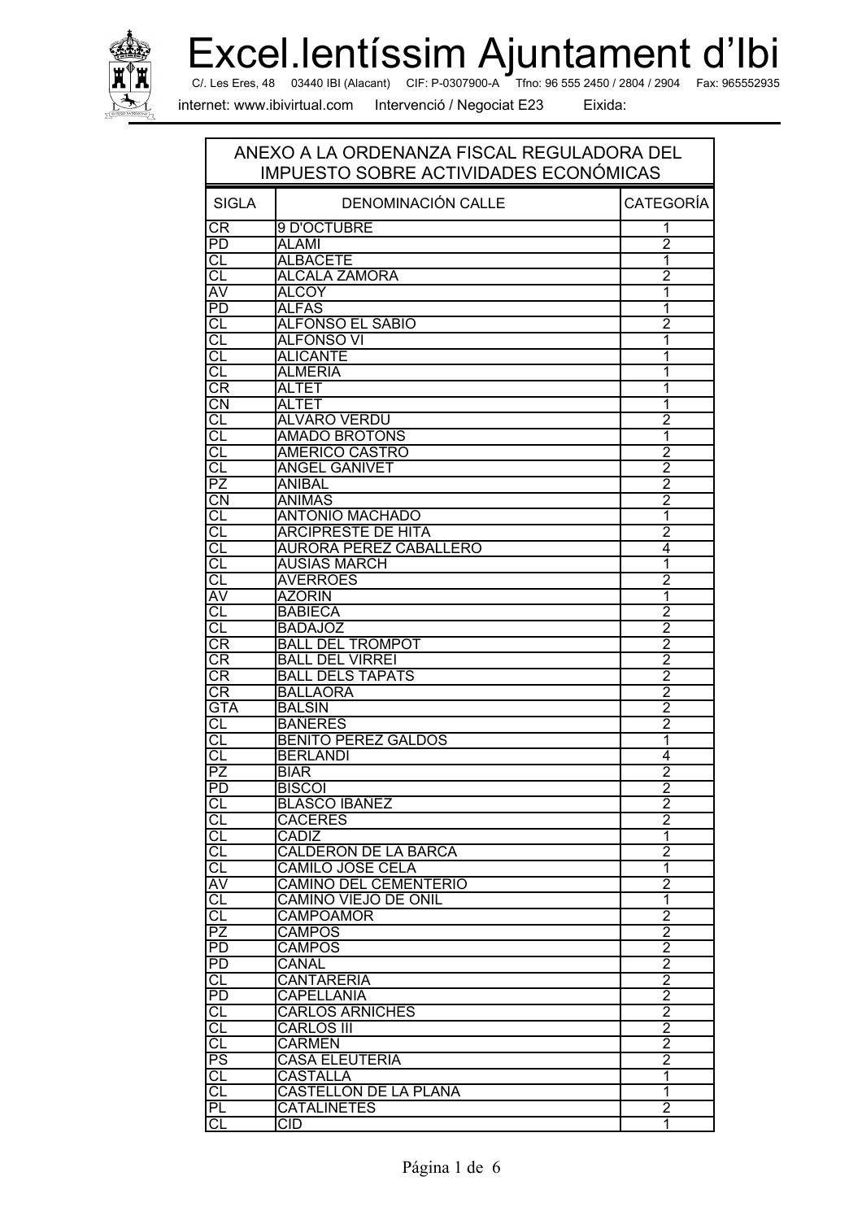# Excel.lentíssim Ajuntament d'Ibi

C/. Les Eres, 48 03440 IBI (Alacant) CIF: P-0307900-A Tfno: 96 555 2450 / 2804 / 2904 Fax: 965552935

internet: www.ibivirtual.com Intervenció / Negociat E23 Eixida:

## ANEXO A LA ORDENANZA FISCAL REGULADORA DEL IMPUESTO SOBRE ACTIVIDADES ECONÓMICAS

| SIGLA | DENOMINACIÓN CALLE | CATEGORÍA |
|---|---|---|
| CR | 9 D'OCTUBRE | 1 |
| PD | ALAMI | 2 |
| CL | ALBACETE | 1 |
| CL | ALCALA ZAMORA | 2 |
| AV | ALCOY | 1 |
| PD | ALFAS | 1 |
| CL | ALFONSO EL SABIO | 2 |
| CL | ALFONSO VI | 1 |
| CL | ALICANTE | 1 |
| CL | ALMERIA | 1 |
| CR | ALTET | 1 |
| CN | ALTET | 1 |
| CL | ALVARO VERDU | 2 |
| CL | AMADO BROTONS | 1 |
| CL | AMERICO CASTRO | 2 |
| CL | ANGEL GANIVET | 2 |
| PZ | ANIBAL | 2 |
| CN | ANIMAS | 2 |
| CL | ANTONIO MACHADO | 1 |
| CL | ARCIPRESTE DE HITA | 2 |
| CL | AURORA PEREZ CABALLERO | 4 |
| CL | AUSIAS MARCH | 1 |
| CL | AVERROES | 2 |
| AV | AZORIN | 1 |
| CL | BABIECA | 2 |
| CL | BADAJOZ | 2 |
| CR | BALL DEL TROMPOT | 2 |
| CR | BALL DEL VIRREI | 2 |
| CR | BALL DELS TAPATS | 2 |
| CR | BALLAORA | 2 |
| GTA | BALSIN | 2 |
| CL | BAÑERES | 2 |
| CL | BENITO PEREZ GALDOS | 1 |
| CL | BERLANDI | 4 |
| PZ | BIAR | 2 |
| PD | BISCOI | 2 |
| CL | BLASCO IBAÑEZ | 2 |
| CL | CACERES | 2 |
| CL | CADIZ | 1 |
| CL | CALDERON DE LA BARCA | 2 |
| CL | CAMILO JOSE CELA | 1 |
| AV | CAMINO DEL CEMENTERIO | 2 |
| CL | CAMINO VIEJO DE ONIL | 1 |
| CL | CAMPOAMOR | 2 |
| PZ | CAMPOS | 2 |
| PD | CAMPOS | 2 |
| PD | CANAL | 2 |
| CL | CANTARERIA | 2 |
| PD | CAPELLANIA | 2 |
| CL | CARLOS ARNICHES | 2 |
| CL | CARLOS III | 2 |
| CL | CARMEN | 2 |
| PS | CASA ELEUTERIA | 2 |
| CL | CASTALLA | 1 |
| CL | CASTELLON DE LA PLANA | 1 |
| PL | CATALINETES | 2 |
| CL | CID | 1 |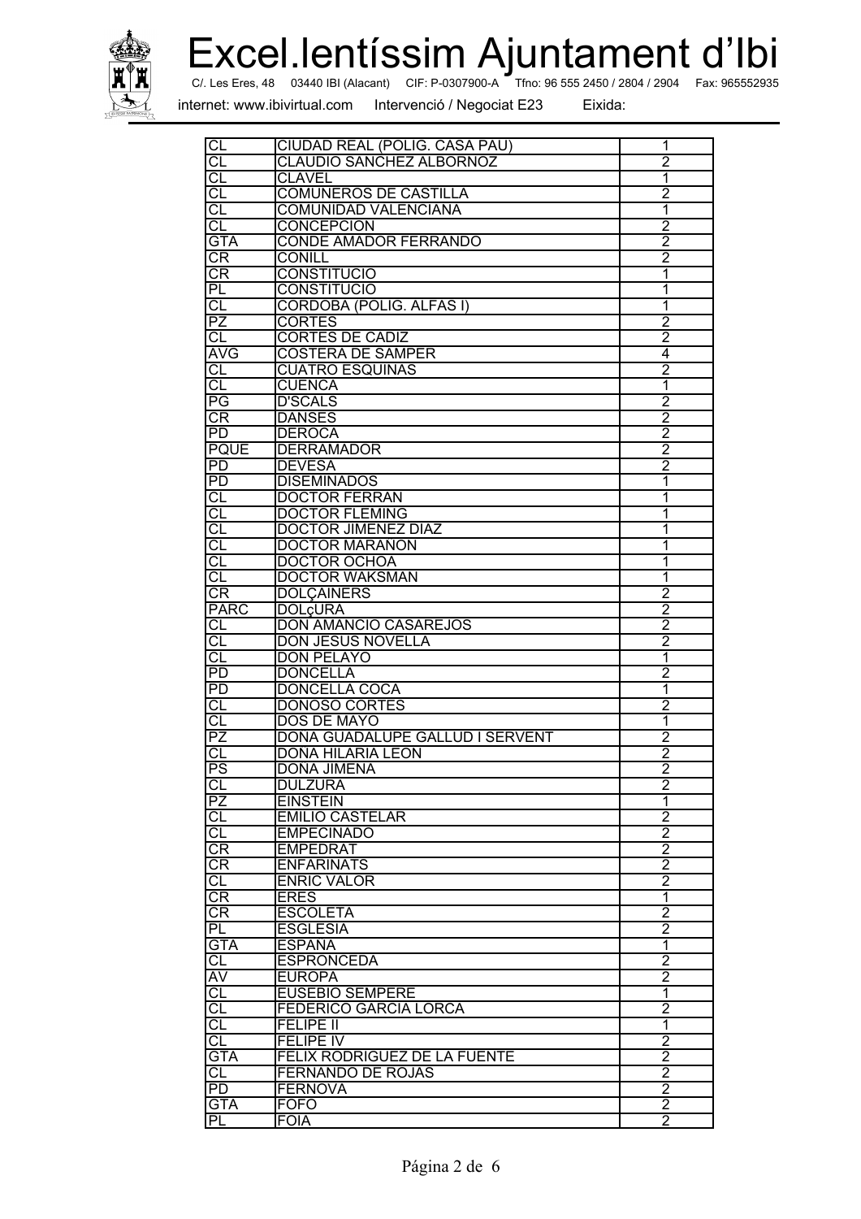| CL | CIUDAD REAL (POLIG. CASA PAU) | 1 |
|---|---|---|
| CL | CLAUDIO SANCHEZ ALBORNOZ | 2 |
| CL | CLAVEL | 1 |
| CL | COMUNEROS DE CASTILLA | 2 |
| CL | COMUNIDAD VALENCIANA | 1 |
| CL | CONCEPCION | 2 |
| GTA | CONDE AMADOR FERRANDO | 2 |
| CR | CONILL | 2 |
| CR | CONSTITUCIO | 1 |
| PL | CONSTITUCIO | 1 |
| CL | CORDOBA (POLIG. ALFAS I) | 1 |
| PZ | CORTES | 2 |
| CL | CORTES DE CADIZ | 2 |
| AVG | COSTERA DE SAMPER | 4 |
| CL | CUATRO ESQUINAS | 2 |
| CL | CUENCA | 1 |
| PG | D'SCALS | 2 |
| CR | DANSES | 2 |
| PD | DEROCA | 2 |
| PQUE | DERRAMADOR | 2 |
| PD | DEVESA | 2 |
| PD | DISEMINADOS | 1 |
| CL | DOCTOR FERRAN | 1 |
| CL | DOCTOR FLEMING | 1 |
| CL | DOCTOR JIMENEZ DIAZ | 1 |
| CL | DOCTOR MARAÑON | 1 |
| CL | DOCTOR OCHOA | 1 |
| CL | DOCTOR WAKSMAN | 1 |
| CR | DOLÇAINERS | 2 |
| PARC | DOLçURA | 2 |
| CL | DON AMANCIO CASAREJOS | 2 |
| CL | DON JESUS NOVELLA | 2 |
| CL | DON PELAYO | 1 |
| PD | DONCELLA | 2 |
| PD | DONCELLA COCA | 1 |
| CL | DONOSO CORTES | 2 |
| CL | DOS DE MAYO | 1 |
| PZ | DOÑA GUADALUPE GALLUD I SERVENT | 2 |
| CL | DOÑA HILARIA LEON | 2 |
| PS | DOÑA JIMENA | 2 |
| CL | DULZURA | 2 |
| PZ | EINSTEIN | 1 |
| CL | EMILIO CASTELAR | 2 |
| CL | EMPECINADO | 2 |
| CR | EMPEDRAT | 2 |
| CR | ENFARINATS | 2 |
| CL | ENRIC VALOR | 2 |
| CR | ERES | 1 |
| CR | ESCOLETA | 2 |
| PL | ESGLESIA | 2 |
| GTA | ESPAÑA | 1 |
| CL | ESPRONCEDA | 2 |
| AV | EUROPA | 2 |
| CL | EUSEBIO SEMPERE | 1 |
| CL | FEDERICO GARCIA LORCA | 2 |
| CL | FELIPE II | 1 |
| CL | FELIPE IV | 2 |
| GTA | FELIX RODRIGUEZ DE LA FUENTE | 2 |
| CL | FERNANDO DE ROJAS | 2 |
| PD | FERNOVA | 2 |
| GTA | FOFO | 2 |
| PL | FOIA | 2 |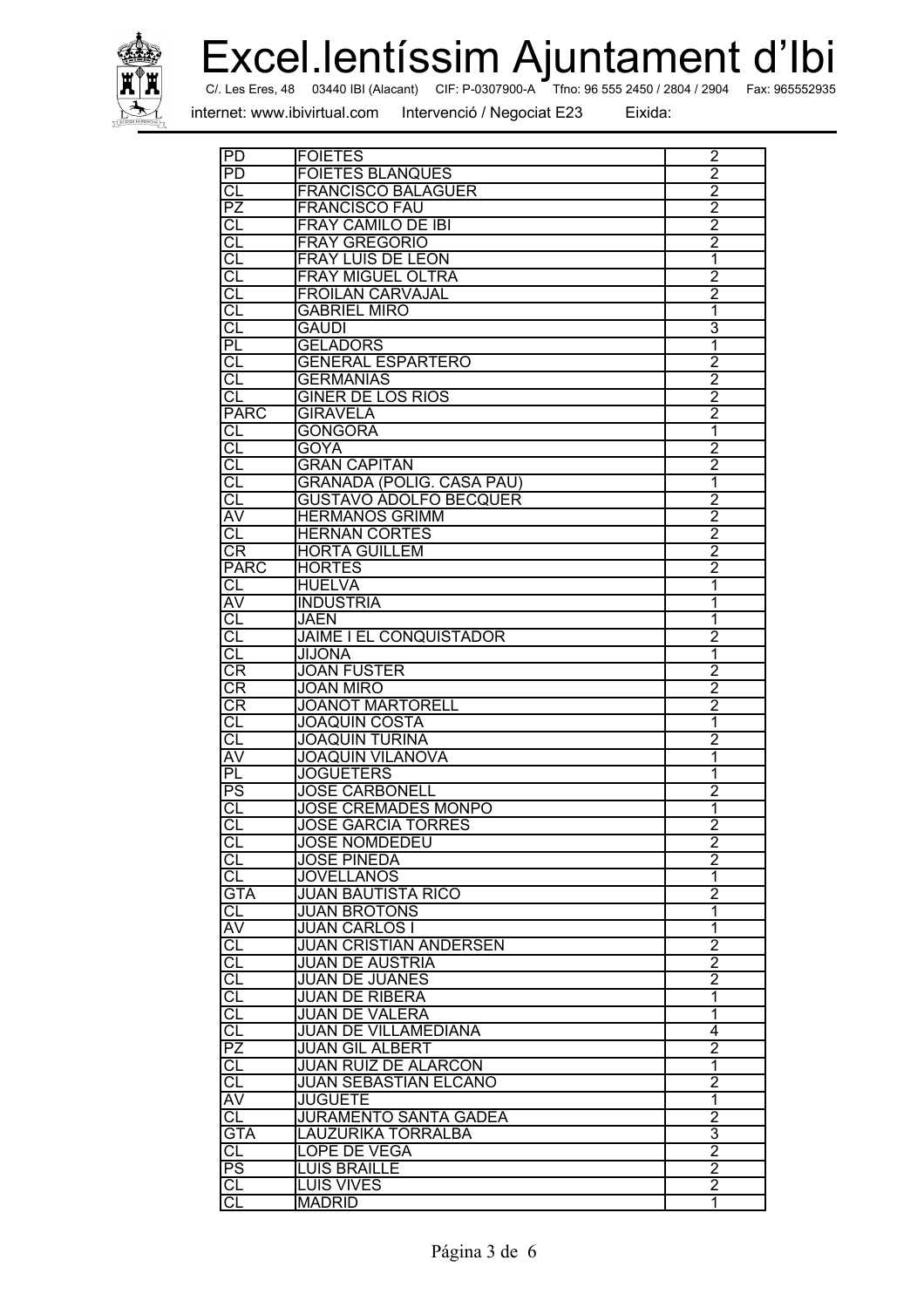| | | |
|---|---|---|
| PD | FOIETES | 2 |
| PD | FOIETES BLANQUES | 2 |
| CL | FRANCISCO BALAGUER | 2 |
| PZ | FRANCISCO FAU | 2 |
| CL | FRAY CAMILO DE IBI | 2 |
| CL | FRAY GREGORIO | 2 |
| CL | FRAY LUIS DE LEON | 1 |
| CL | FRAY MIGUEL OLTRA | 2 |
| CL | FROILAN CARVAJAL | 2 |
| CL | GABRIEL MIRO | 1 |
| CL | GAUDI | 3 |
| PL | GELADORS | 1 |
| CL | GENERAL ESPARTERO | 2 |
| CL | GERMANIAS | 2 |
| CL | GINER DE LOS RIOS | 2 |
| PARC | GIRAVELA | 2 |
| CL | GONGORA | 1 |
| CL | GOYA | 2 |
| CL | GRAN CAPITAN | 2 |
| CL | GRANADA (POLIG. CASA PAU) | 1 |
| CL | GUSTAVO ADOLFO BECQUER | 2 |
| AV | HERMANOS GRIMM | 2 |
| CL | HERNAN CORTES | 2 |
| CR | HORTA GUILLEM | 2 |
| PARC | HORTES | 2 |
| CL | HUELVA | 1 |
| AV | INDUSTRIA | 1 |
| CL | JAEN | 1 |
| CL | JAIME I EL CONQUISTADOR | 2 |
| CL | JIJONA | 1 |
| CR | JOAN FUSTER | 2 |
| CR | JOAN MIRO | 2 |
| CR | JOANOT MARTORELL | 2 |
| CL | JOAQUIN COSTA | 1 |
| CL | JOAQUIN TURINA | 2 |
| AV | JOAQUIN VILANOVA | 1 |
| PL | JOGUETERS | 1 |
| PS | JOSE CARBONELL | 2 |
| CL | JOSE CREMADES MONPO | 1 |
| CL | JOSE GARCIA TORRES | 2 |
| CL | JOSE NOMDEDEU | 2 |
| CL | JOSE PINEDA | 2 |
| CL | JOVELLANOS | 1 |
| GTA | JUAN BAUTISTA RICO | 2 |
| CL | JUAN BROTONS | 1 |
| AV | JUAN CARLOS I | 1 |
| CL | JUAN CRISTIAN ANDERSEN | 2 |
| CL | JUAN DE AUSTRIA | 2 |
| CL | JUAN DE JUANES | 2 |
| CL | JUAN DE RIBERA | 1 |
| CL | JUAN DE VALERA | 1 |
| CL | JUAN DE VILLAMEDIANA | 4 |
| PZ | JUAN GIL ALBERT | 2 |
| CL | JUAN RUIZ DE ALARCON | 1 |
| CL | JUAN SEBASTIAN ELCANO | 2 |
| AV | JUGUETE | 1 |
| CL | JURAMENTO SANTA GADEA | 2 |
| GTA | LAUZURIKA TORRALBA | 3 |
| CL | LOPE DE VEGA | 2 |
| PS | LUIS BRAILLE | 2 |
| CL | LUIS VIVES | 2 |
| CL | MADRID | 1 |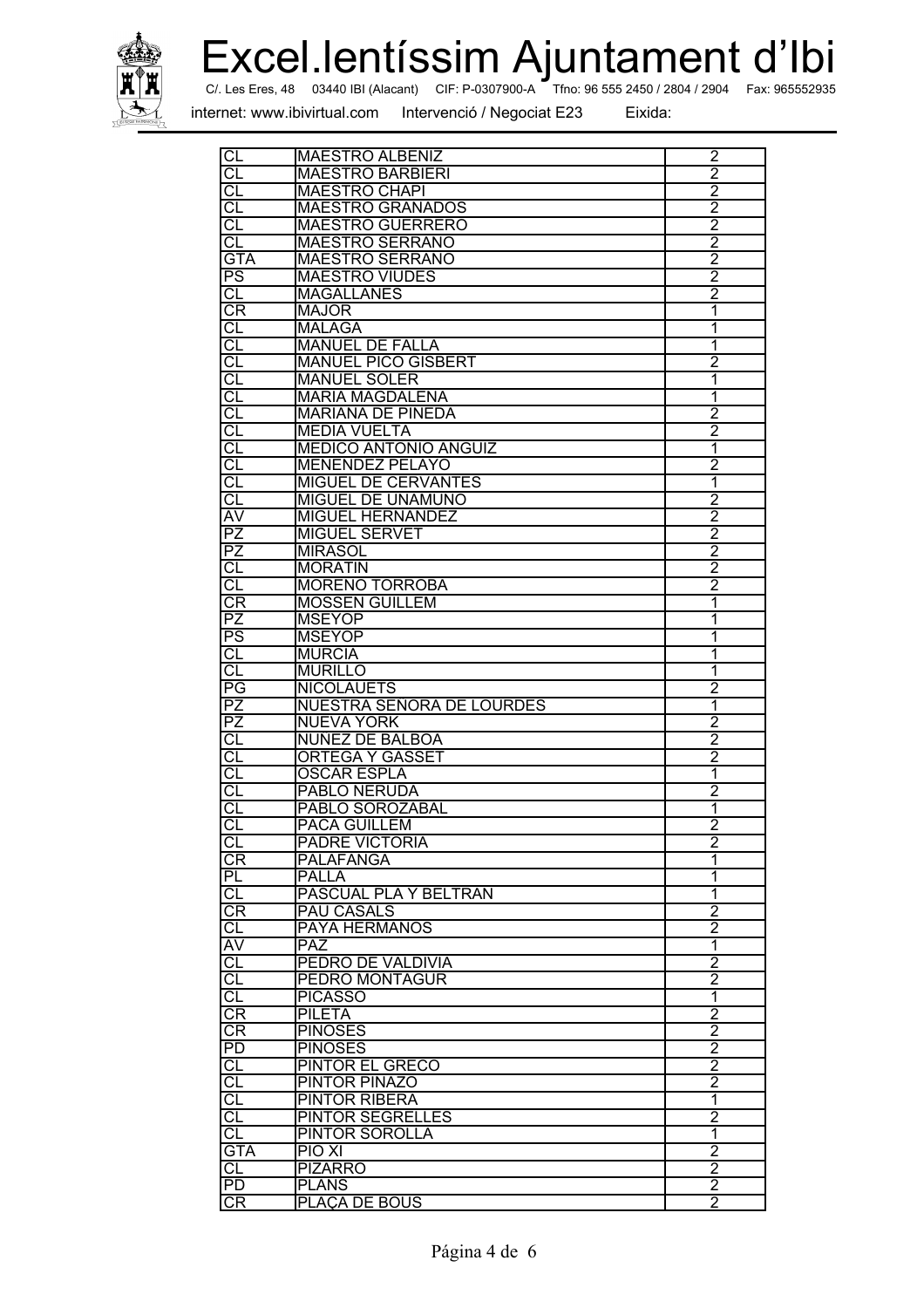# Excel.lentíssim Ajuntament d'Ibi

C/. Les Eres, 48 03440 IBI (Alacant) CIF: P-0307900-A Tfno: 96 555 2450 / 2804 / 2904 Fax: 965552935

internet: www.ibivirtual.com Intervenció / Negociat E23 Eixida:

| | | |
|---|---|---|
| CL | MAESTRO ALBENIZ | 2 |
| CL | MAESTRO BARBIERI | 2 |
| CL | MAESTRO CHAPI | 2 |
| CL | MAESTRO GRANADOS | 2 |
| CL | MAESTRO GUERRERO | 2 |
| CL | MAESTRO SERRANO | 2 |
| GTA | MAESTRO SERRANO | 2 |
| PS | MAESTRO VIUDES | 2 |
| CL | MAGALLANES | 2 |
| CR | MAJOR | 1 |
| CL | MALAGA | 1 |
| CL | MANUEL DE FALLA | 1 |
| CL | MANUEL PICO GISBERT | 2 |
| CL | MANUEL SOLER | 1 |
| CL | MARIA MAGDALENA | 1 |
| CL | MARIANA DE PINEDA | 2 |
| CL | MEDIA VUELTA | 2 |
| CL | MEDICO ANTONIO ANGUIZ | 1 |
| CL | MENENDEZ PELAYO | 2 |
| CL | MIGUEL DE CERVANTES | 1 |
| CL | MIGUEL DE UNAMUNO | 2 |
| AV | MIGUEL HERNANDEZ | 2 |
| PZ | MIGUEL SERVET | 2 |
| PZ | MIRASOL | 2 |
| CL | MORATIN | 2 |
| CL | MORENO TORROBA | 2 |
| CR | MOSSEN GUILLEM | 1 |
| PZ | MSEYOP | 1 |
| PS | MSEYOP | 1 |
| CL | MURCIA | 1 |
| CL | MURILLO | 1 |
| PG | NICOLAUETS | 2 |
| PZ | NUESTRA SEÑORA DE LOURDES | 1 |
| PZ | NUEVA YORK | 2 |
| CL | NUÑEZ DE BALBOA | 2 |
| CL | ORTEGA Y GASSET | 2 |
| CL | OSCAR ESPLA | 1 |
| CL | PABLO NERUDA | 2 |
| CL | PABLO SOROZABAL | 1 |
| CL | PACA GUILLEM | 2 |
| CL | PADRE VICTORIA | 2 |
| CR | PALAFANGA | 1 |
| PL | PALLA | 1 |
| CL | PASCUAL PLA Y BELTRAN | 1 |
| CR | PAU CASALS | 2 |
| CL | PAYA HERMANOS | 2 |
| AV | PAZ | 1 |
| CL | PEDRO DE VALDIVIA | 2 |
| CL | PEDRO MONTAGUR | 2 |
| CL | PICASSO | 1 |
| CR | PILETA | 2 |
| CR | PINOSES | 2 |
| PD | PINOSES | 2 |
| CL | PINTOR EL GRECO | 2 |
| CL | PINTOR PINAZO | 2 |
| CL | PINTOR RIBERA | 1 |
| CL | PINTOR SEGRELLES | 2 |
| CL | PINTOR SOROLLA | 1 |
| GTA | PIO XI | 2 |
| CL | PIZARRO | 2 |
| PD | PLANS | 2 |
| CR | PLAÇA DE BOUS | 2 |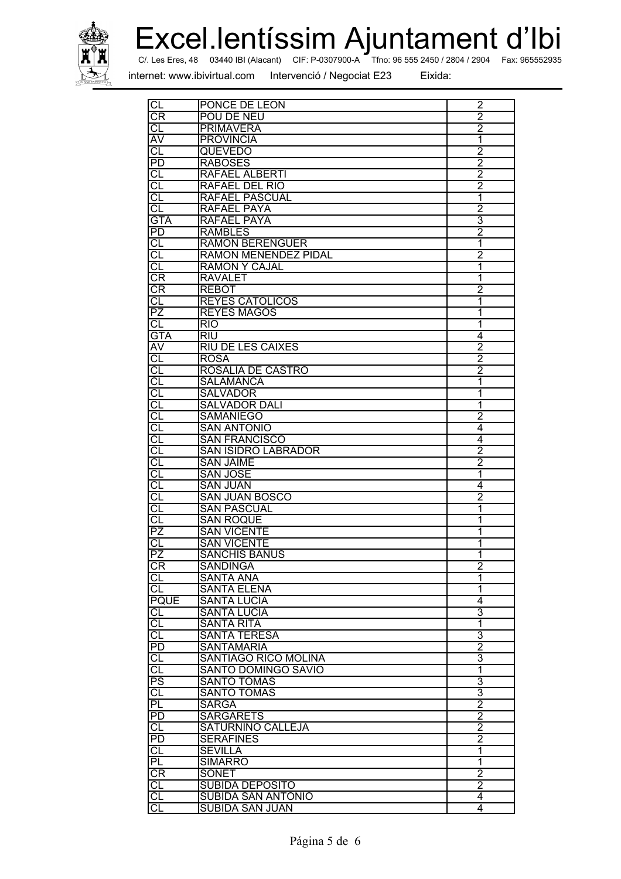| | | |
|---|---|---|
| CL | PONCE DE LEON | 2 |
| CR | POU DE NEU | 2 |
| CL | PRIMAVERA | 2 |
| AV | PROVINCIA | 1 |
| CL | QUEVEDO | 2 |
| PD | RABOSES | 2 |
| CL | RAFAEL ALBERTI | 2 |
| CL | RAFAEL DEL RIO | 2 |
| CL | RAFAEL PASCUAL | 1 |
| CL | RAFAEL PAYA | 2 |
| GTA | RAFAEL PAYA | 3 |
| PD | RAMBLES | 2 |
| CL | RAMON BERENGUER | 1 |
| CL | RAMON MENENDEZ PIDAL | 2 |
| CL | RAMON Y CAJAL | 1 |
| CR | RAVALET | 1 |
| CR | REBOT | 2 |
| CL | REYES CATOLICOS | 1 |
| PZ | REYES MAGOS | 1 |
| CL | RIO | 1 |
| GTA | RIU | 4 |
| AV | RIU DE LES CAIXES | 2 |
| CL | ROSA | 2 |
| CL | ROSALIA DE CASTRO | 2 |
| CL | SALAMANCA | 1 |
| CL | SALVADOR | 1 |
| CL | SALVADOR DALI | 1 |
| CL | SAMANIEGO | 2 |
| CL | SAN ANTONIO | 4 |
| CL | SAN FRANCISCO | 4 |
| CL | SAN ISIDRO LABRADOR | 2 |
| CL | SAN JAIME | 2 |
| CL | SAN JOSE | 1 |
| CL | SAN JUAN | 4 |
| CL | SAN JUAN BOSCO | 2 |
| CL | SAN PASCUAL | 1 |
| CL | SAN ROQUE | 1 |
| PZ | SAN VICENTE | 1 |
| CL | SAN VICENTE | 1 |
| PZ | SANCHIS BANUS | 1 |
| CR | SANDINGA | 2 |
| CL | SANTA ANA | 1 |
| CL | SANTA ELENA | 1 |
| PQUE | SANTA LUCIA | 4 |
| CL | SANTA LUCIA | 3 |
| CL | SANTA RITA | 1 |
| CL | SANTA TERESA | 3 |
| PD | SANTAMARIA | 2 |
| CL | SANTIAGO RICO MOLINA | 3 |
| CL | SANTO DOMINGO SAVIO | 1 |
| PS | SANTO TOMAS | 3 |
| CL | SANTO TOMAS | 3 |
| PL | SARGA | 2 |
| PD | SARGARETS | 2 |
| CL | SATURNINO CALLEJA | 2 |
| PD | SERAFINES | 2 |
| CL | SEVILLA | 1 |
| PL | SIMARRO | 1 |
| CR | SONET | 2 |
| CL | SUBIDA DEPOSITO | 2 |
| CL | SUBIDA SAN ANTONIO | 4 |
| CL | SUBIDA SAN JUAN | 4 |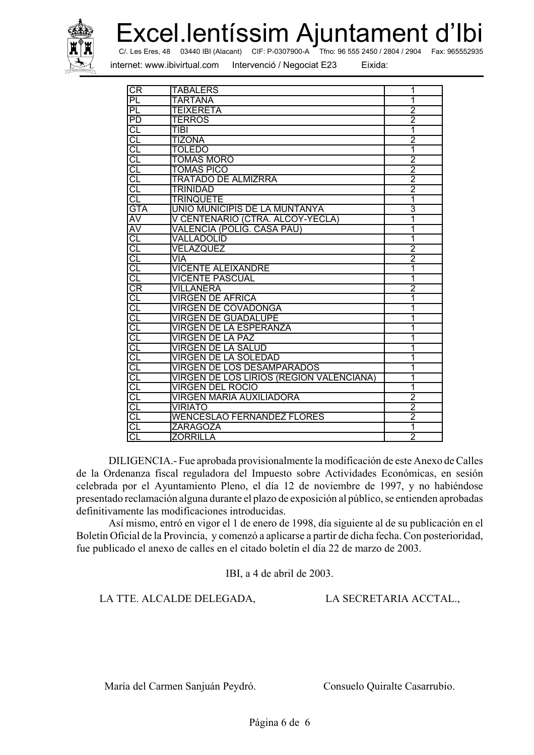| | | |
|---|---|---|
| CR | TABALERS | 1 |
| PL | TARTANA | 1 |
| PL | TEIXERETA | 2 |
| PD | TERROS | 2 |
| CL | TIBI | 1 |
| CL | TIZONA | 2 |
| CL | TOLEDO | 1 |
| CL | TOMAS MORO | 2 |
| CL | TOMAS PICO | 2 |
| CL | TRATADO DE ALMIZRRA | 2 |
| CL | TRINIDAD | 2 |
| CL | TRINQUETE | 1 |
| GTA | UNIO MUNICIPIS DE LA MUNTANYA | 3 |
| AV | V CENTENARIO (CTRA. ALCOY-YECLA) | 1 |
| AV | VALENCIA (POLIG. CASA PAU) | 1 |
| CL | VALLADOLID | 1 |
| CL | VELAZQUEZ | 2 |
| CL | VIA | 2 |
| CL | VICENTE ALEIXANDRE | 1 |
| CL | VICENTE PASCUAL | 1 |
| CR | VILLANERA | 2 |
| CL | VIRGEN DE AFRICA | 1 |
| CL | VIRGEN DE COVADONGA | 1 |
| CL | VIRGEN DE GUADALUPE | 1 |
| CL | VIRGEN DE LA ESPERANZA | 1 |
| CL | VIRGEN DE LA PAZ | 1 |
| CL | VIRGEN DE LA SALUD | 1 |
| CL | VIRGEN DE LA SOLEDAD | 1 |
| CL | VIRGEN DE LOS DESAMPARADOS | 1 |
| CL | VIRGEN DE LOS LIRIOS (REGION VALENCIANA) | 1 |
| CL | VIRGEN DEL ROCIO | 1 |
| CL | VIRGEN MARIA AUXILIADORA | 2 |
| CL | VIRIATO | 2 |
| CL | WENCESLAO FERNANDEZ FLORES | 2 |
| CL | ZARAGOZA | 1 |
| CL | ZORRILLA | 2 |

DILIGENCIA.- Fue aprobada provisionalmente la modificación de este Anexo de Calles de la Ordenanza fiscal reguladora del Impuesto sobre Actividades Económicas, en sesión celebrada por el Ayuntamiento Pleno, el día 12 de noviembre de 1997, y no habiéndose presentado reclamación alguna durante el plazo de exposición al público, se entienden aprobadas definitivamente las modificaciones introducidas.

Así mismo, entró en vigor el 1 de enero de 1998, día siguiente al de su publicación en el Boletín Oficial de la Provincia, y comenzó a aplicarse a partir de dicha fecha. Con posterioridad, fue publicado el anexo de calles en el citado boletín el día 22 de marzo de 2003.

IBI, a 4 de abril de 2003.

LA TTE. ALCALDE DELEGADA, LA SECRETARIA ACCTAL.,

María del Carmen Sanjuán Peydró. Consuelo Quiralte Casarrubio.